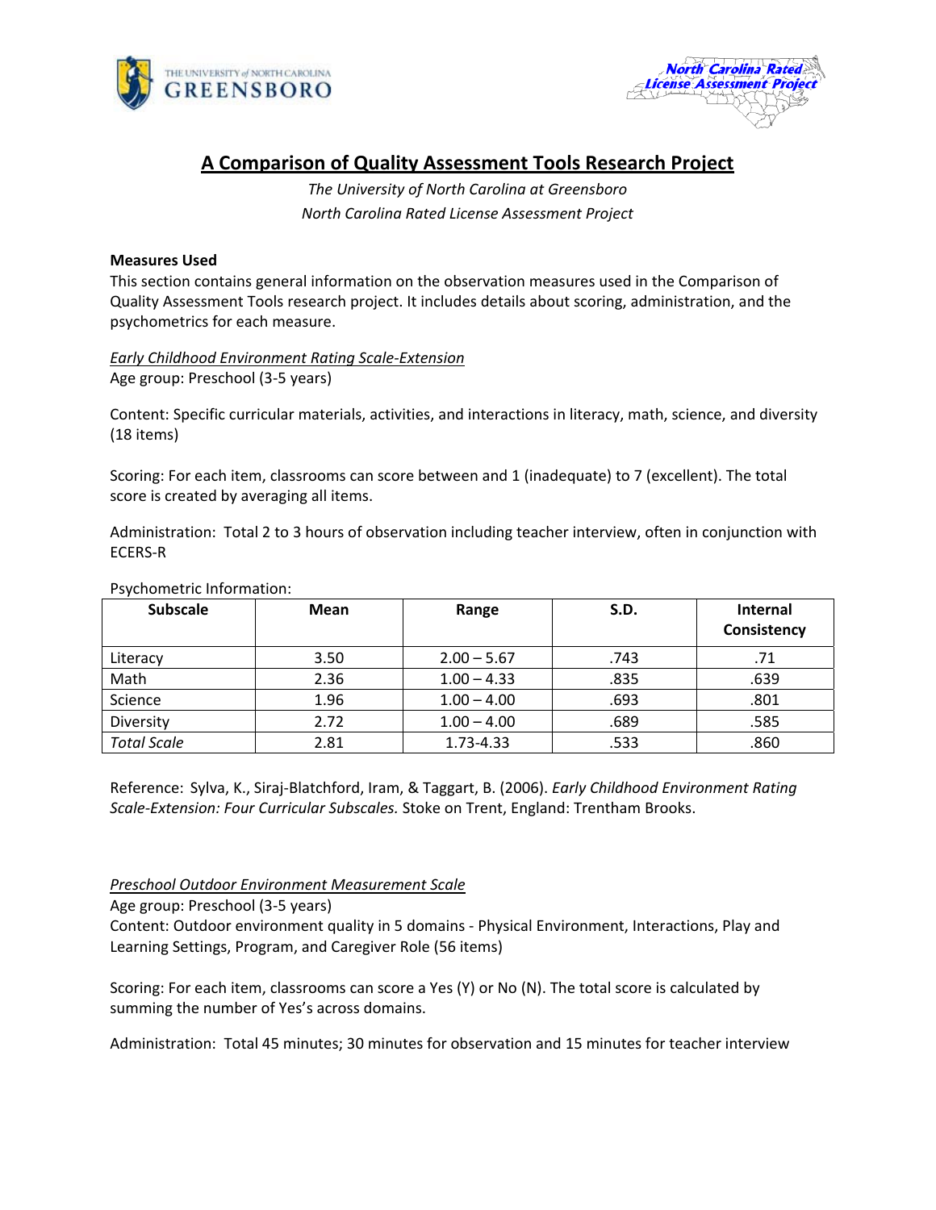# A Comparison of Quality Assessment Tools Research Project

*The University of North Carolina at Greensboro*
*North Carolina Rated License Assessment Project*

**Measures Used**

This section contains general information on the observation measures used in the Comparison of Quality Assessment Tools research project. It includes details about scoring, administration, and the psychometrics for each measure.

*Early Childhood Environment Rating Scale-Extension*

Age group: Preschool (3-5 years)

Content: Specific curricular materials, activities, and interactions in literacy, math, science, and diversity (18 items)

Scoring: For each item, classrooms can score between and 1 (inadequate) to 7 (excellent). The total score is created by averaging all items.

Administration: Total 2 to 3 hours of observation including teacher interview, often in conjunction with ECERS-R

Psychometric Information:

| Subscale | Mean | Range | S.D. | Internal Consistency |
|---|---|---|---|---|
| Literacy | 3.50 | 2.00 – 5.67 | .743 | .71 |
| Math | 2.36 | 1.00 – 4.33 | .835 | .639 |
| Science | 1.96 | 1.00 – 4.00 | .693 | .801 |
| Diversity | 2.72 | 1.00 – 4.00 | .689 | .585 |
| *Total Scale* | 2.81 | 1.73-4.33 | .533 | .860 |

Reference: Sylva, K., Siraj-Blatchford, Iram, & Taggart, B. (2006). *Early Childhood Environment Rating Scale-Extension: Four Curricular Subscales.* Stoke on Trent, England: Trentham Brooks.

*Preschool Outdoor Environment Measurement Scale*

Age group: Preschool (3-5 years)

Content: Outdoor environment quality in 5 domains - Physical Environment, Interactions, Play and Learning Settings, Program, and Caregiver Role (56 items)

Scoring: For each item, classrooms can score a Yes (Y) or No (N). The total score is calculated by summing the number of Yes's across domains.

Administration: Total 45 minutes; 30 minutes for observation and 15 minutes for teacher interview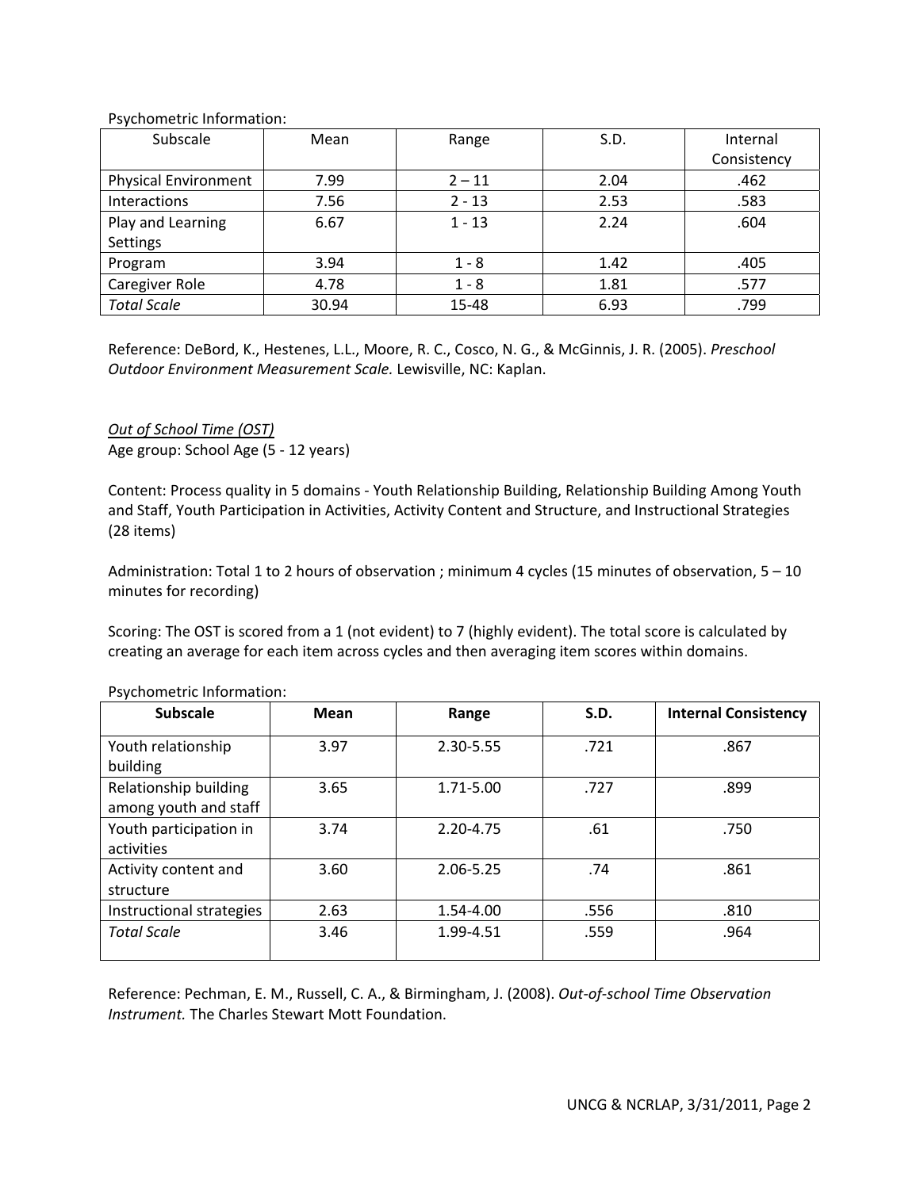Psychometric Information:

| Subscale | Mean | Range | S.D. | Internal Consistency |
|---|---|---|---|---|
| Physical Environment | 7.99 | 2 – 11 | 2.04 | .462 |
| Interactions | 7.56 | 2 - 13 | 2.53 | .583 |
| Play and Learning Settings | 6.67 | 1 - 13 | 2.24 | .604 |
| Program | 3.94 | 1 - 8 | 1.42 | .405 |
| Caregiver Role | 4.78 | 1 - 8 | 1.81 | .577 |
| *Total Scale* | 30.94 | 15-48 | 6.93 | .799 |

Reference: DeBord, K., Hestenes, L.L., Moore, R. C., Cosco, N. G., & McGinnis, J. R. (2005). *Preschool Outdoor Environment Measurement Scale.* Lewisville, NC: Kaplan.

*Out of School Time (OST)*

Age group: School Age (5 - 12 years)

Content: Process quality in 5 domains - Youth Relationship Building, Relationship Building Among Youth and Staff, Youth Participation in Activities, Activity Content and Structure, and Instructional Strategies (28 items)

Administration: Total 1 to 2 hours of observation ; minimum 4 cycles (15 minutes of observation, 5 – 10 minutes for recording)

Scoring: The OST is scored from a 1 (not evident) to 7 (highly evident). The total score is calculated by creating an average for each item across cycles and then averaging item scores within domains.

Psychometric Information:

| **Subscale** | **Mean** | **Range** | **S.D.** | **Internal Consistency** |
|---|---|---|---|---|
| Youth relationship building | 3.97 | 2.30-5.55 | .721 | .867 |
| Relationship building among youth and staff | 3.65 | 1.71-5.00 | .727 | .899 |
| Youth participation in activities | 3.74 | 2.20-4.75 | .61 | .750 |
| Activity content and structure | 3.60 | 2.06-5.25 | .74 | .861 |
| Instructional strategies | 2.63 | 1.54-4.00 | .556 | .810 |
| *Total Scale* | 3.46 | 1.99-4.51 | .559 | .964 |

Reference: Pechman, E. M., Russell, C. A., & Birmingham, J. (2008). *Out-of-school Time Observation Instrument.* The Charles Stewart Mott Foundation.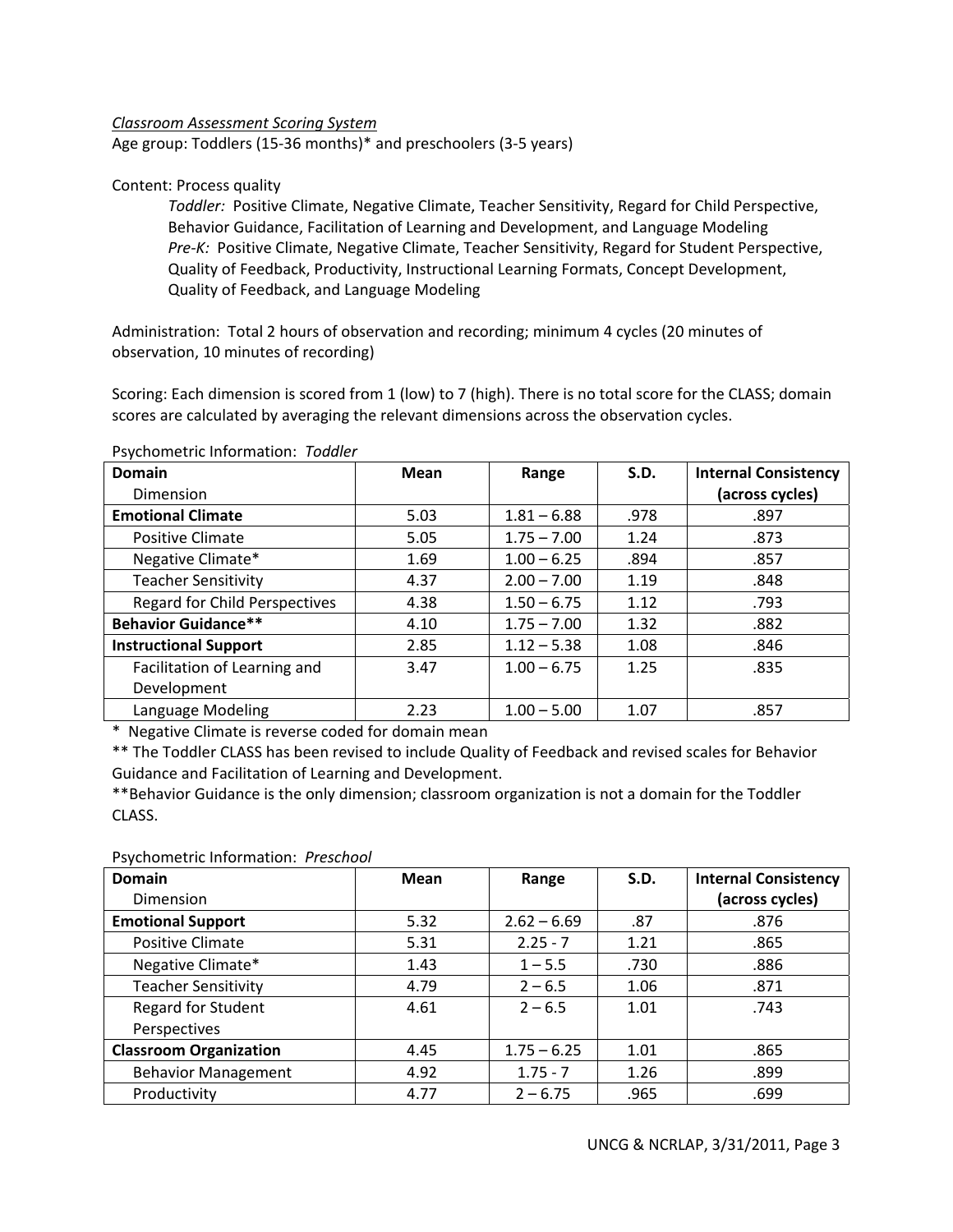*Classroom Assessment Scoring System*

Age group: Toddlers (15-36 months)* and preschoolers (3-5 years)

Content: Process quality

> *Toddler:* Positive Climate, Negative Climate, Teacher Sensitivity, Regard for Child Perspective, Behavior Guidance, Facilitation of Learning and Development, and Language Modeling
>
> *Pre-K:* Positive Climate, Negative Climate, Teacher Sensitivity, Regard for Student Perspective, Quality of Feedback, Productivity, Instructional Learning Formats, Concept Development, Quality of Feedback, and Language Modeling

Administration: Total 2 hours of observation and recording; minimum 4 cycles (20 minutes of observation, 10 minutes of recording)

Scoring: Each dimension is scored from 1 (low) to 7 (high). There is no total score for the CLASS; domain scores are calculated by averaging the relevant dimensions across the observation cycles.

Psychometric Information: *Toddler*

| **Domain**<br>Dimension | **Mean** | **Range** | **S.D.** | **Internal Consistency (across cycles)** |
|---|---|---|---|---|
| **Emotional Climate** | 5.03 | 1.81 – 6.88 | .978 | .897 |
| Positive Climate | 5.05 | 1.75 – 7.00 | 1.24 | .873 |
| Negative Climate* | 1.69 | 1.00 – 6.25 | .894 | .857 |
| Teacher Sensitivity | 4.37 | 2.00 – 7.00 | 1.19 | .848 |
| Regard for Child Perspectives | 4.38 | 1.50 – 6.75 | 1.12 | .793 |
| **Behavior Guidance**** | 4.10 | 1.75 – 7.00 | 1.32 | .882 |
| **Instructional Support** | 2.85 | 1.12 – 5.38 | 1.08 | .846 |
| Facilitation of Learning and Development | 3.47 | 1.00 – 6.75 | 1.25 | .835 |
| Language Modeling | 2.23 | 1.00 – 5.00 | 1.07 | .857 |

\* Negative Climate is reverse coded for domain mean

** The Toddler CLASS has been revised to include Quality of Feedback and revised scales for Behavior Guidance and Facilitation of Learning and Development.

**Behavior Guidance is the only dimension; classroom organization is not a domain for the Toddler CLASS.

Psychometric Information: *Preschool*

| **Domain**<br>Dimension | **Mean** | **Range** | **S.D.** | **Internal Consistency (across cycles)** |
|---|---|---|---|---|
| **Emotional Support** | 5.32 | 2.62 – 6.69 | .87 | .876 |
| Positive Climate | 5.31 | 2.25 - 7 | 1.21 | .865 |
| Negative Climate* | 1.43 | 1 – 5.5 | .730 | .886 |
| Teacher Sensitivity | 4.79 | 2 – 6.5 | 1.06 | .871 |
| Regard for Student Perspectives | 4.61 | 2 – 6.5 | 1.01 | .743 |
| **Classroom Organization** | 4.45 | 1.75 – 6.25 | 1.01 | .865 |
| Behavior Management | 4.92 | 1.75 - 7 | 1.26 | .899 |
| Productivity | 4.77 | 2 – 6.75 | .965 | .699 |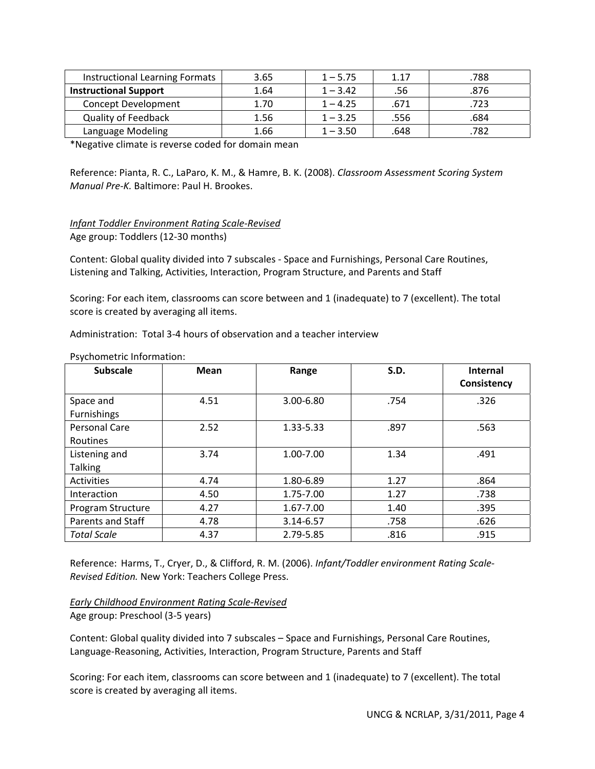| Instructional Learning Formats | 3.65 | 1 – 5.75 | 1.17 | .788 |
|---|---|---|---|---|
| **Instructional Support** | 1.64 | 1 – 3.42 | .56 | .876 |
| Concept Development | 1.70 | 1 – 4.25 | .671 | .723 |
| Quality of Feedback | 1.56 | 1 – 3.25 | .556 | .684 |
| Language Modeling | 1.66 | 1 – 3.50 | .648 | .782 |

*Negative climate is reverse coded for domain mean

Reference: Pianta, R. C., LaParo, K. M., & Hamre, B. K. (2008). *Classroom Assessment Scoring System Manual Pre-K.* Baltimore: Paul H. Brookes.

*Infant Toddler Environment Rating Scale-Revised*

Age group: Toddlers (12-30 months)

Content: Global quality divided into 7 subscales - Space and Furnishings, Personal Care Routines, Listening and Talking, Activities, Interaction, Program Structure, and Parents and Staff

Scoring: For each item, classrooms can score between and 1 (inadequate) to 7 (excellent). The total score is created by averaging all items.

Administration: Total 3-4 hours of observation and a teacher interview

Psychometric Information:

| Subscale | Mean | Range | S.D. | Internal Consistency |
|---|---|---|---|---|
| Space and Furnishings | 4.51 | 3.00-6.80 | .754 | .326 |
| Personal Care Routines | 2.52 | 1.33-5.33 | .897 | .563 |
| Listening and Talking | 3.74 | 1.00-7.00 | 1.34 | .491 |
| Activities | 4.74 | 1.80-6.89 | 1.27 | .864 |
| Interaction | 4.50 | 1.75-7.00 | 1.27 | .738 |
| Program Structure | 4.27 | 1.67-7.00 | 1.40 | .395 |
| Parents and Staff | 4.78 | 3.14-6.57 | .758 | .626 |
| *Total Scale* | 4.37 | 2.79-5.85 | .816 | .915 |

Reference: Harms, T., Cryer, D., & Clifford, R. M. (2006). *Infant/Toddler environment Rating Scale-Revised Edition.* New York: Teachers College Press.

*Early Childhood Environment Rating Scale-Revised*

Age group: Preschool (3-5 years)

Content: Global quality divided into 7 subscales – Space and Furnishings, Personal Care Routines, Language-Reasoning, Activities, Interaction, Program Structure, Parents and Staff

Scoring: For each item, classrooms can score between and 1 (inadequate) to 7 (excellent). The total score is created by averaging all items.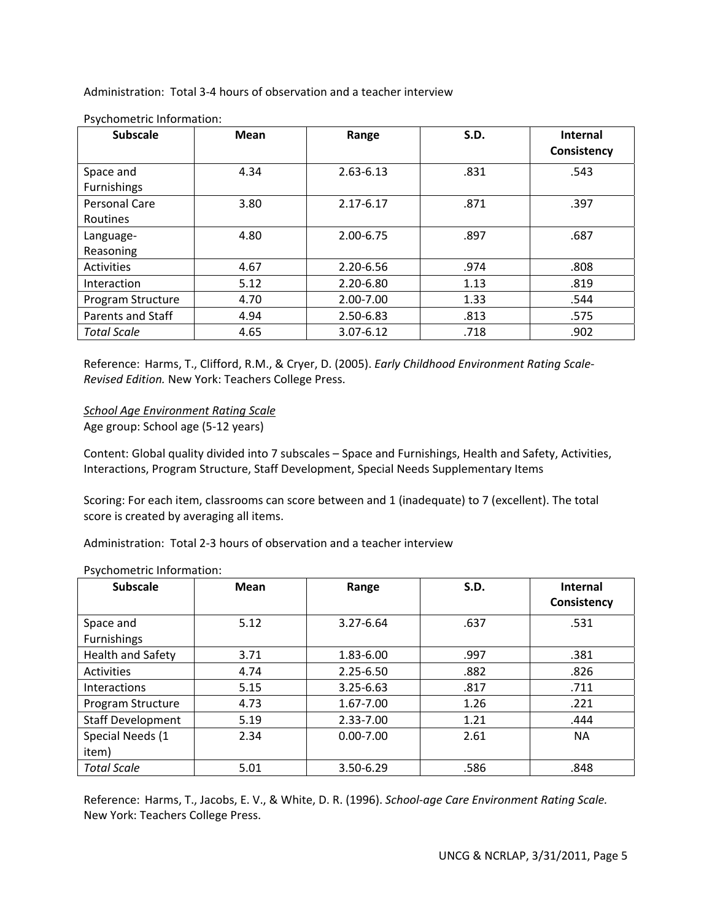Administration: Total 3-4 hours of observation and a teacher interview

Psychometric Information:

| Subscale | Mean | Range | S.D. | Internal Consistency |
|---|---|---|---|---|
| Space and Furnishings | 4.34 | 2.63-6.13 | .831 | .543 |
| Personal Care Routines | 3.80 | 2.17-6.17 | .871 | .397 |
| Language-Reasoning | 4.80 | 2.00-6.75 | .897 | .687 |
| Activities | 4.67 | 2.20-6.56 | .974 | .808 |
| Interaction | 5.12 | 2.20-6.80 | 1.13 | .819 |
| Program Structure | 4.70 | 2.00-7.00 | 1.33 | .544 |
| Parents and Staff | 4.94 | 2.50-6.83 | .813 | .575 |
| *Total Scale* | 4.65 | 3.07-6.12 | .718 | .902 |

Reference: Harms, T., Clifford, R.M., & Cryer, D. (2005). *Early Childhood Environment Rating Scale-Revised Edition.* New York: Teachers College Press.

*School Age Environment Rating Scale*

Age group: School age (5-12 years)

Content: Global quality divided into 7 subscales – Space and Furnishings, Health and Safety, Activities, Interactions, Program Structure, Staff Development, Special Needs Supplementary Items

Scoring: For each item, classrooms can score between and 1 (inadequate) to 7 (excellent). The total score is created by averaging all items.

Administration: Total 2-3 hours of observation and a teacher interview

Psychometric Information:

| Subscale | Mean | Range | S.D. | Internal Consistency |
|---|---|---|---|---|
| Space and Furnishings | 5.12 | 3.27-6.64 | .637 | .531 |
| Health and Safety | 3.71 | 1.83-6.00 | .997 | .381 |
| Activities | 4.74 | 2.25-6.50 | .882 | .826 |
| Interactions | 5.15 | 3.25-6.63 | .817 | .711 |
| Program Structure | 4.73 | 1.67-7.00 | 1.26 | .221 |
| Staff Development | 5.19 | 2.33-7.00 | 1.21 | .444 |
| Special Needs (1 item) | 2.34 | 0.00-7.00 | 2.61 | NA |
| *Total Scale* | 5.01 | 3.50-6.29 | .586 | .848 |

Reference: Harms, T., Jacobs, E. V., & White, D. R. (1996). *School-age Care Environment Rating Scale.* New York: Teachers College Press.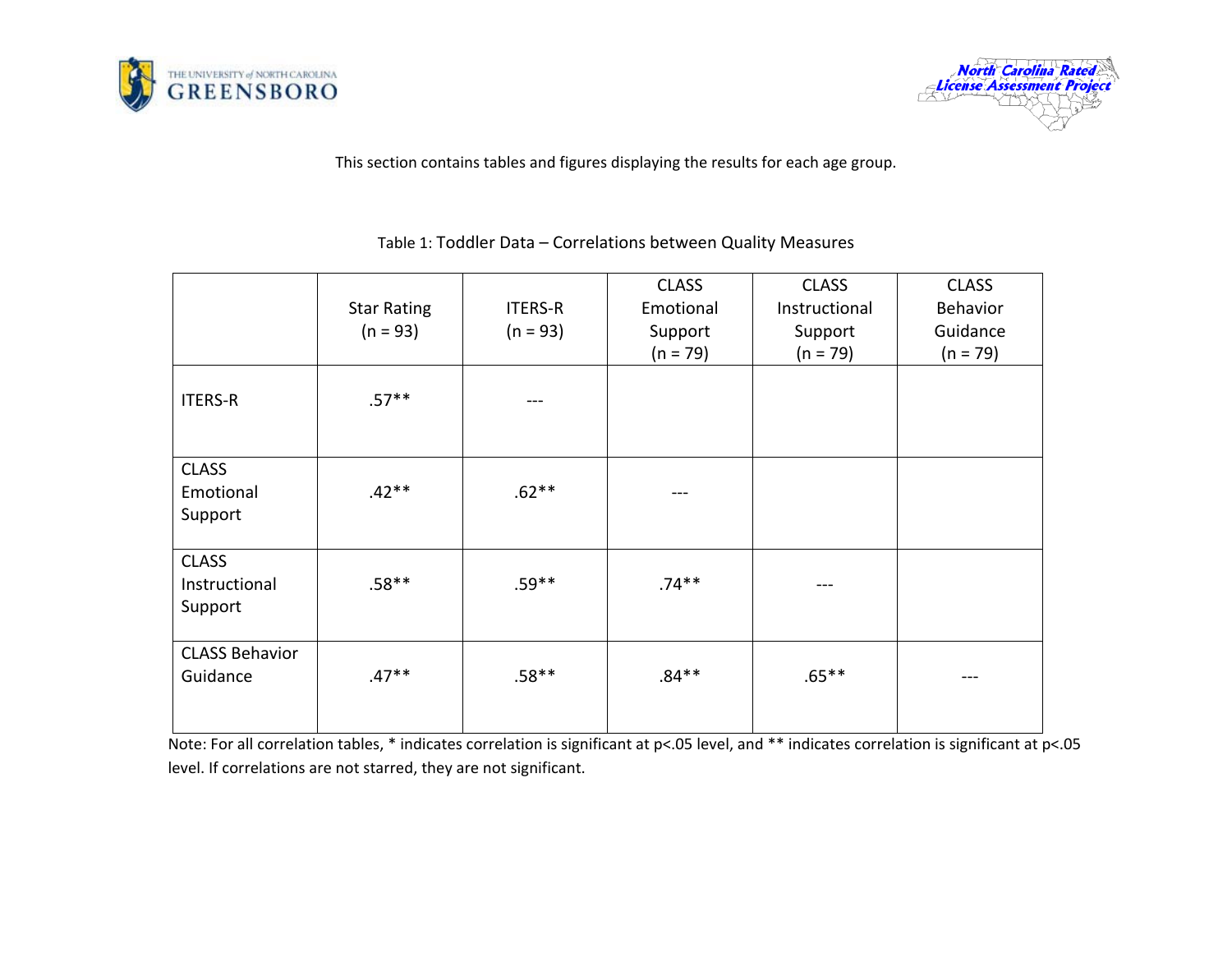This section contains tables and figures displaying the results for each age group.

Table 1: Toddler Data – Correlations between Quality Measures

| | Star Rating (n = 93) | ITERS-R (n = 93) | CLASS Emotional Support (n = 79) | CLASS Instructional Support (n = 79) | CLASS Behavior Guidance (n = 79) |
| --- | --- | --- | --- | --- | --- |
| ITERS-R | .57** | --- | | | |
| CLASS Emotional Support | .42** | .62** | --- | | |
| CLASS Instructional Support | .58** | .59** | .74** | --- | |
| CLASS Behavior Guidance | .47** | .58** | .84** | .65** | --- |

Note: For all correlation tables, * indicates correlation is significant at p<.05 level, and ** indicates correlation is significant at p<.05 level. If correlations are not starred, they are not significant.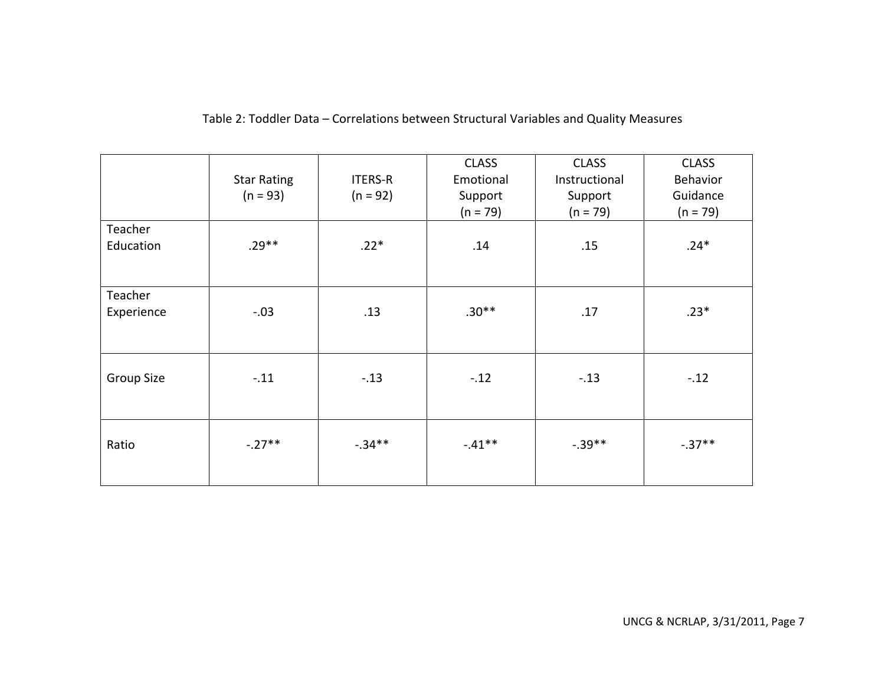Table 2: Toddler Data – Correlations between Structural Variables and Quality Measures

| | Star Rating (n = 93) | ITERS-R (n = 92) | CLASS Emotional Support (n = 79) | CLASS Instructional Support (n = 79) | CLASS Behavior Guidance (n = 79) |
|---|---|---|---|---|---|
| Teacher Education | .29** | .22* | .14 | .15 | .24* |
| Teacher Experience | -.03 | .13 | .30** | .17 | .23* |
| Group Size | -.11 | -.13 | -.12 | -.13 | -.12 |
| Ratio | -.27** | -.34** | -.41** | -.39** | -.37** |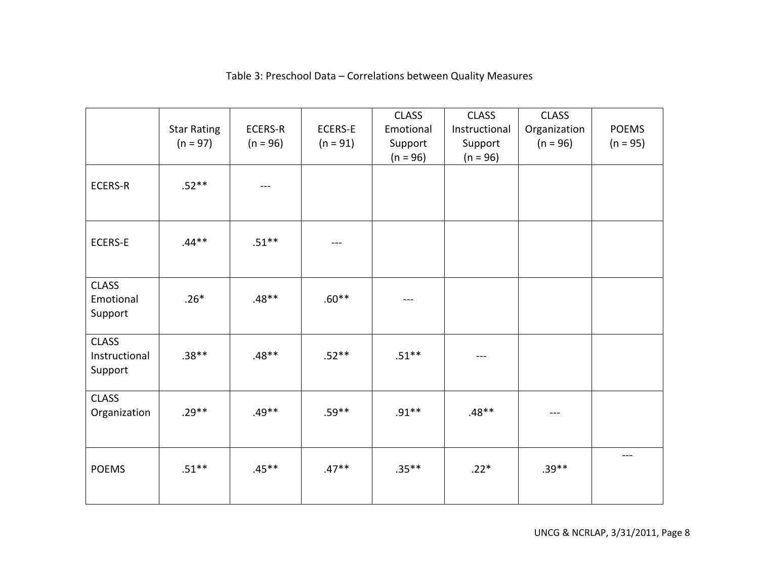Table 3: Preschool Data – Correlations between Quality Measures

| | Star Rating (n = 97) | ECERS-R (n = 96) | ECERS-E (n = 91) | CLASS Emotional Support (n = 96) | CLASS Instructional Support (n = 96) | CLASS Organization (n = 96) | POEMS (n = 95) |
|---|---|---|---|---|---|---|---|
| ECERS-R | .52** | --- | | | | | |
| ECERS-E | .44** | .51** | --- | | | | |
| CLASS Emotional Support | .26* | .48** | .60** | --- | | | |
| CLASS Instructional Support | .38** | .48** | .52** | .51** | --- | | |
| CLASS Organization | .29** | .49** | .59** | .91** | .48** | --- | |
| POEMS | .51** | .45** | .47** | .35** | .22* | .39** | --- |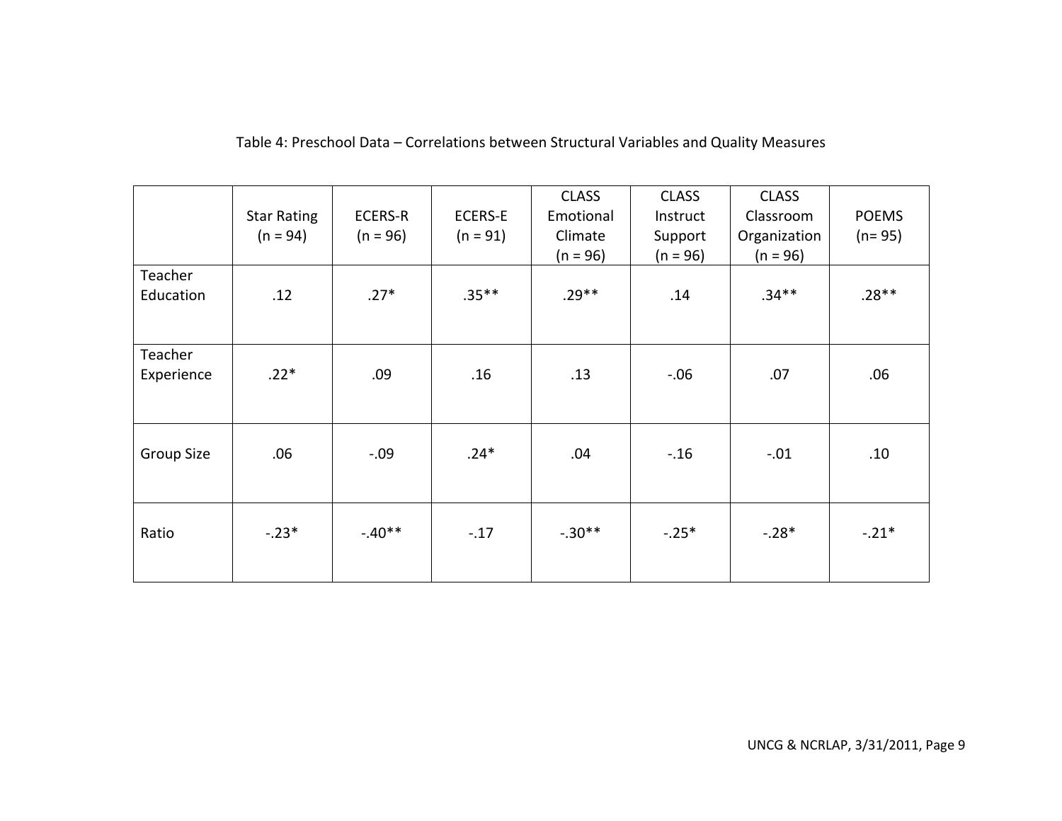Table 4: Preschool Data – Correlations between Structural Variables and Quality Measures

| | Star Rating (n = 94) | ECERS-R (n = 96) | ECERS-E (n = 91) | CLASS Emotional Climate (n = 96) | CLASS Instruct Support (n = 96) | CLASS Classroom Organization (n = 96) | POEMS (n= 95) |
|---|---|---|---|---|---|---|---|
| Teacher Education | .12 | .27* | .35** | .29** | .14 | .34** | .28** |
| Teacher Experience | .22* | .09 | .16 | .13 | -.06 | .07 | .06 |
| Group Size | .06 | -.09 | .24* | .04 | -.16 | -.01 | .10 |
| Ratio | -.23* | -.40** | -.17 | -.30** | -.25* | -.28* | -.21* |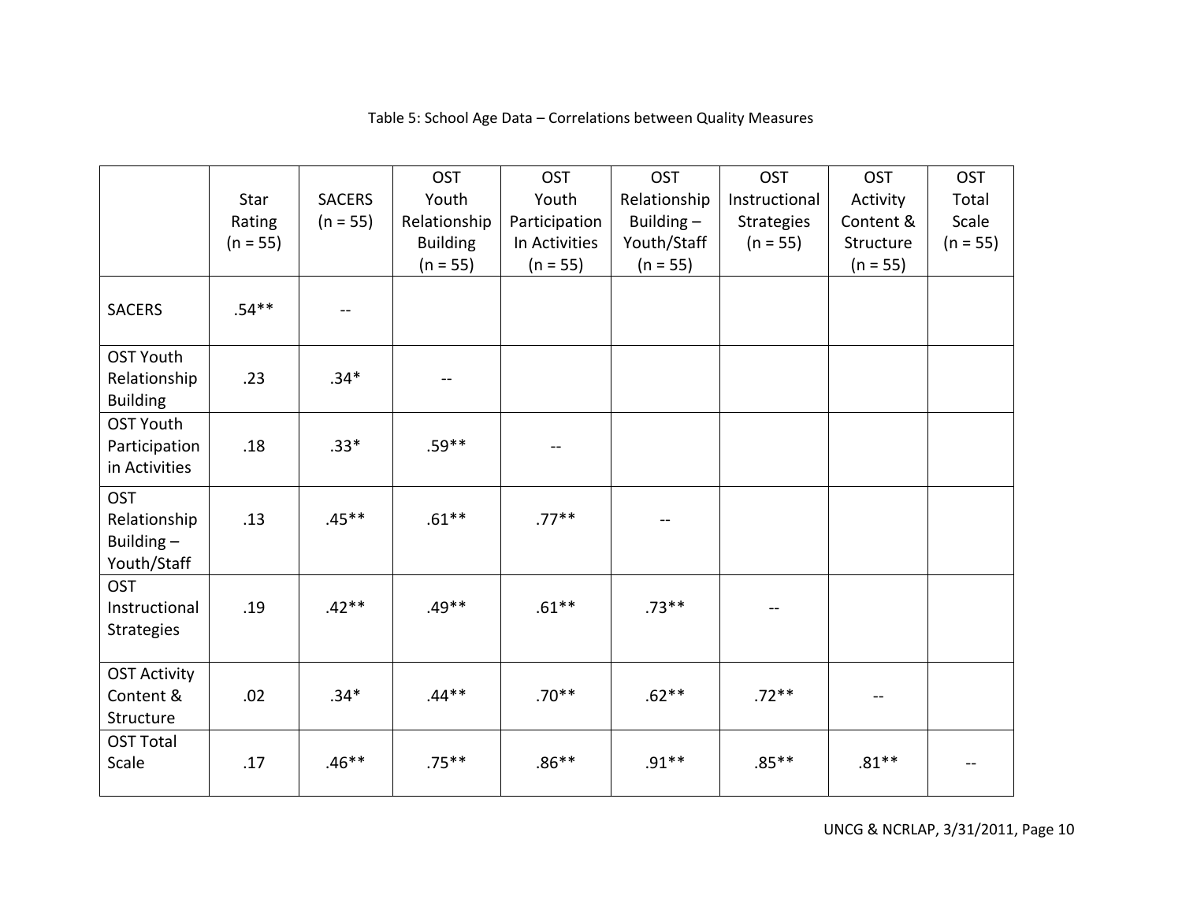Table 5: School Age Data – Correlations between Quality Measures

| | Star Rating (n = 55) | SACERS (n = 55) | OST Youth Relationship Building (n = 55) | OST Youth Participation In Activities (n = 55) | OST Relationship Building – Youth/Staff (n = 55) | OST Instructional Strategies (n = 55) | OST Activity Content & Structure (n = 55) | OST Total Scale (n = 55) |
|---|---|---|---|---|---|---|---|---|
| SACERS | .54** | -- | | | | | | |
| OST Youth Relationship Building | .23 | .34* | -- | | | | | |
| OST Youth Participation in Activities | .18 | .33* | .59** | -- | | | | |
| OST Relationship Building – Youth/Staff | .13 | .45** | .61** | .77** | -- | | | |
| OST Instructional Strategies | .19 | .42** | .49** | .61** | .73** | -- | | |
| OST Activity Content & Structure | .02 | .34* | .44** | .70** | .62** | .72** | -- | |
| OST Total Scale | .17 | .46** | .75** | .86** | .91** | .85** | .81** | -- |

UNCG & NCRLAP, 3/31/2011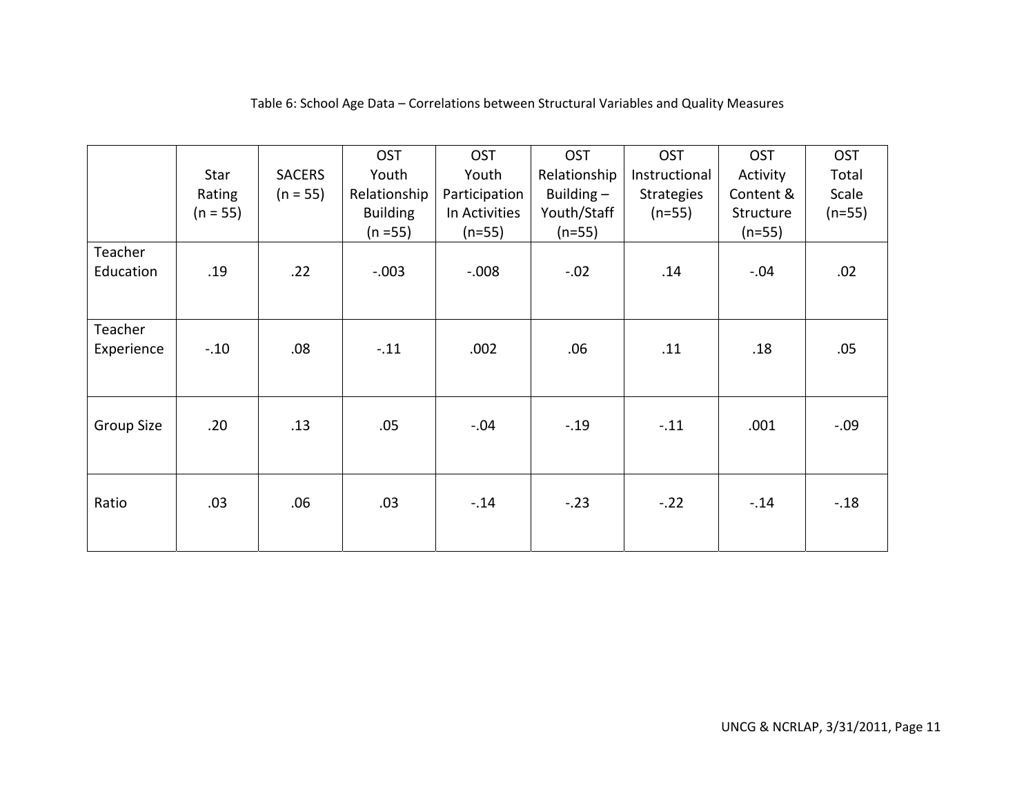Table 6: School Age Data – Correlations between Structural Variables and Quality Measures

| | Star Rating (n = 55) | SACERS (n = 55) | OST Youth Relationship Building (n =55) | OST Youth Participation In Activities (n=55) | OST Relationship Building – Youth/Staff (n=55) | OST Instructional Strategies (n=55) | OST Activity Content & Structure (n=55) | OST Total Scale (n=55) |
|---|---|---|---|---|---|---|---|---|
| Teacher Education | .19 | .22 | -.003 | -.008 | -.02 | .14 | -.04 | .02 |
| Teacher Experience | -.10 | .08 | -.11 | .002 | .06 | .11 | .18 | .05 |
| Group Size | .20 | .13 | .05 | -.04 | -.19 | -.11 | .001 | -.09 |
| Ratio | .03 | .06 | .03 | -.14 | -.23 | -.22 | -.14 | -.18 |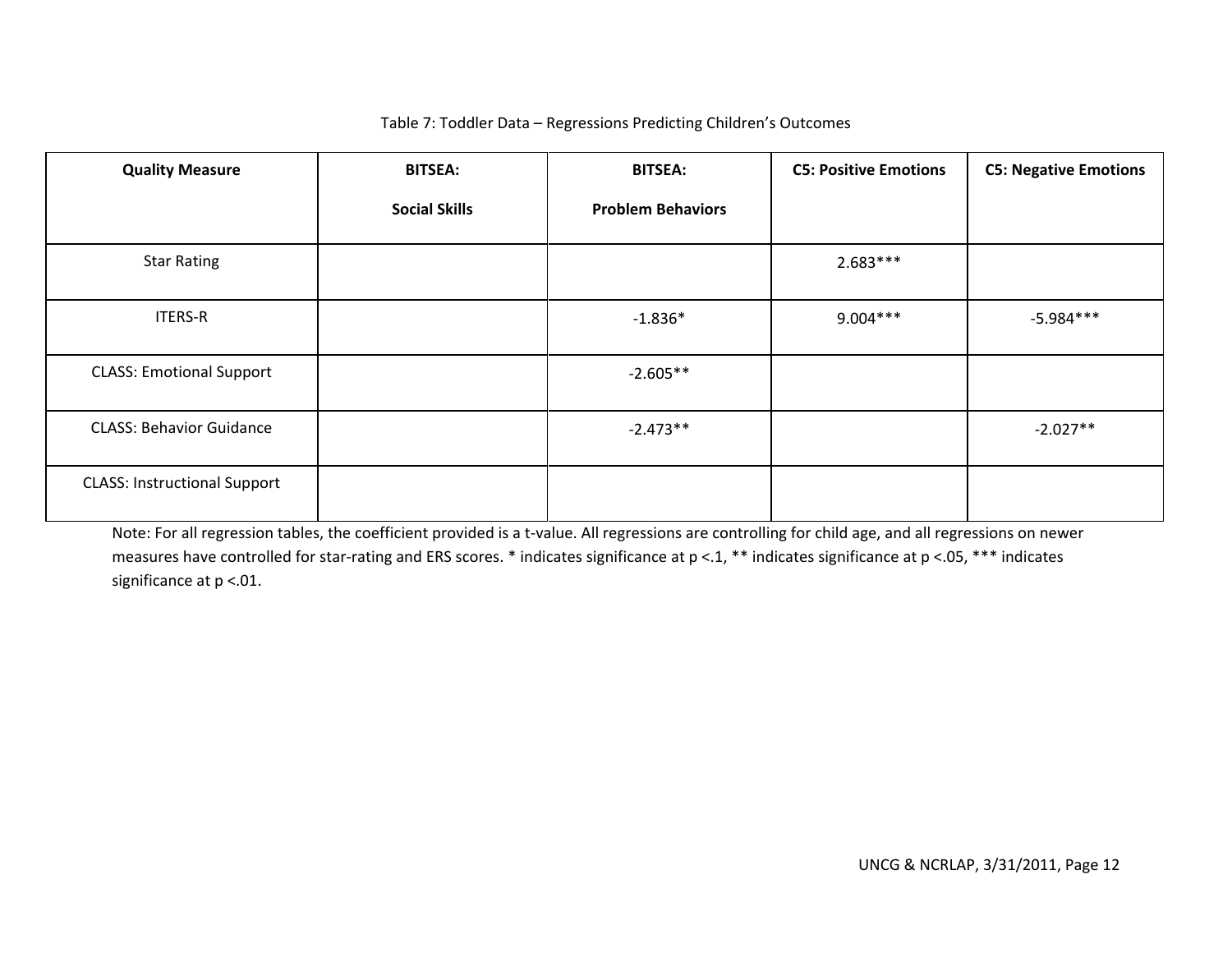Table 7: Toddler Data – Regressions Predicting Children's Outcomes

| Quality Measure | BITSEA: Social Skills | BITSEA: Problem Behaviors | C5: Positive Emotions | C5: Negative Emotions |
|---|---|---|---|---|
| Star Rating | | | 2.683*** | |
| ITERS-R | | -1.836* | 9.004*** | -5.984*** |
| CLASS: Emotional Support | | -2.605** | | |
| CLASS: Behavior Guidance | | -2.473** | | -2.027** |
| CLASS: Instructional Support | | | | |

Note: For all regression tables, the coefficient provided is a t-value. All regressions are controlling for child age, and all regressions on newer measures have controlled for star-rating and ERS scores. * indicates significance at $p < .1$, ** indicates significance at $p < .05$, *** indicates significance at $p < .01$.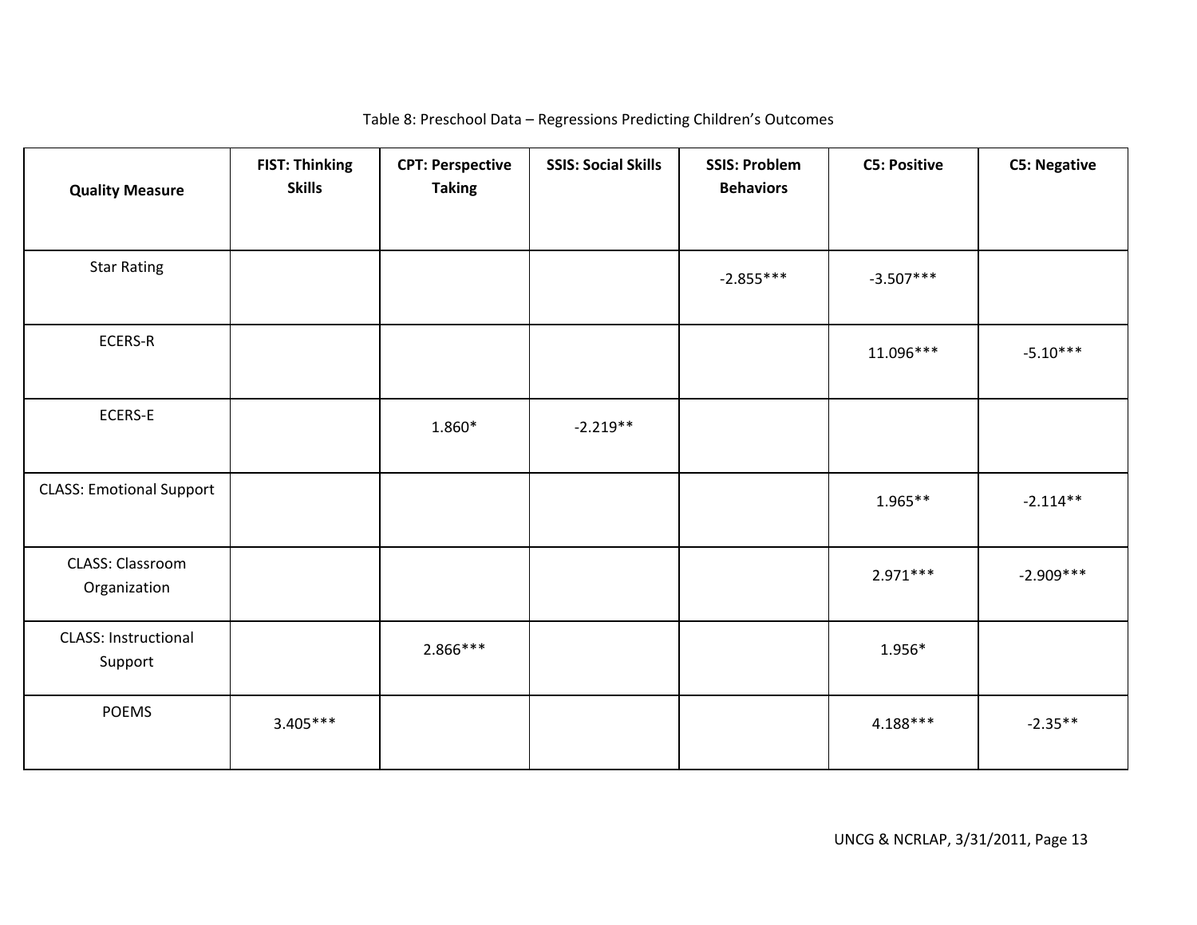Table 8: Preschool Data – Regressions Predicting Children's Outcomes

| Quality Measure | FIST: Thinking Skills | CPT: Perspective Taking | SSIS: Social Skills | SSIS: Problem Behaviors | C5: Positive | C5: Negative |
|---|---|---|---|---|---|---|
| Star Rating | | | | -2.855*** | -3.507*** | |
| ECERS-R | | | | | 11.096*** | -5.10*** |
| ECERS-E | | 1.860* | -2.219** | | | |
| CLASS: Emotional Support | | | | | 1.965** | -2.114** |
| CLASS: Classroom Organization | | | | | 2.971*** | -2.909*** |
| CLASS: Instructional Support | | 2.866*** | | | 1.956* | |
| POEMS | 3.405*** | | | | 4.188*** | -2.35** |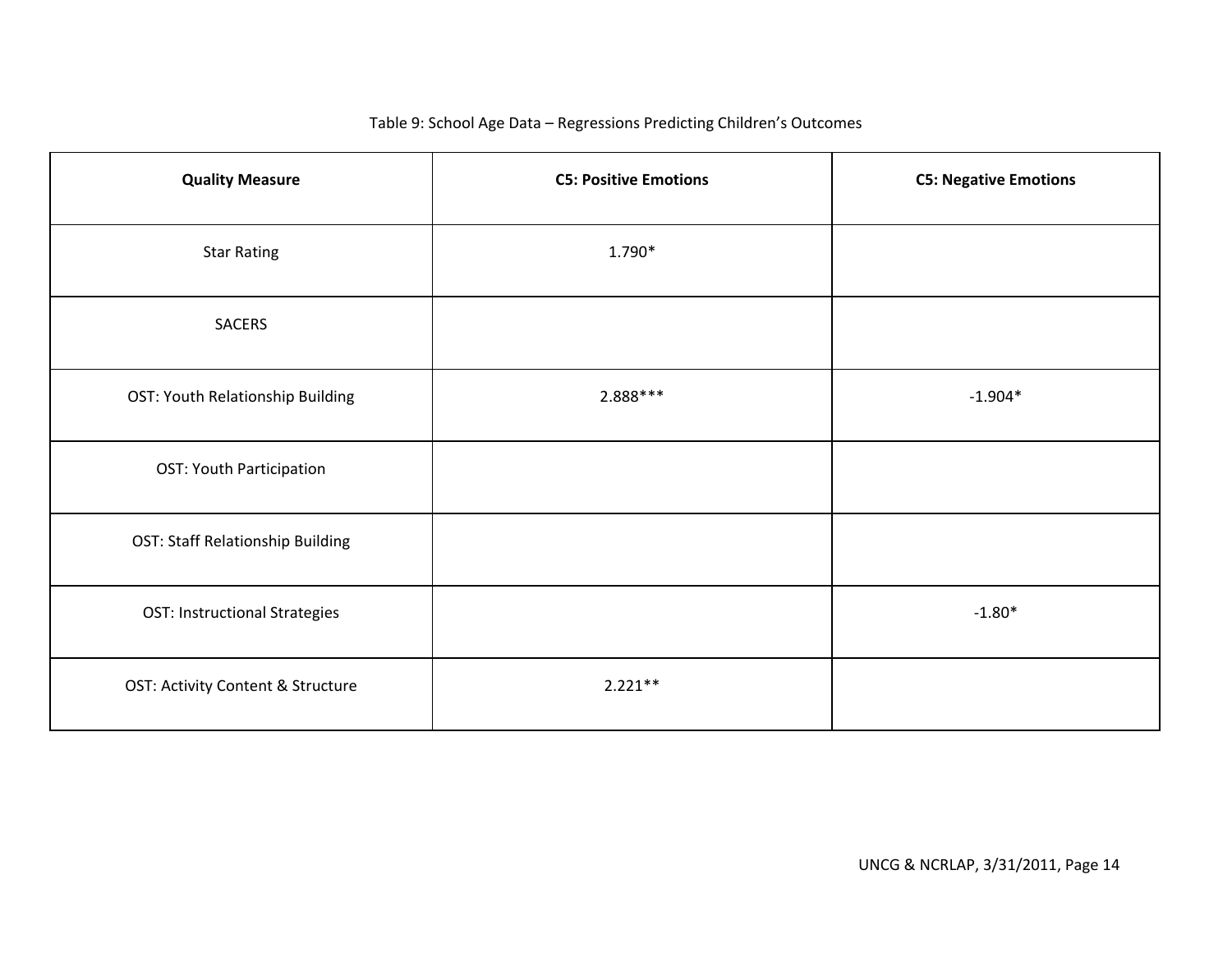Table 9: School Age Data – Regressions Predicting Children's Outcomes

| Quality Measure | C5: Positive Emotions | C5: Negative Emotions |
|---|---|---|
| Star Rating | 1.790* | |
| SACERS | | |
| OST: Youth Relationship Building | 2.888*** | -1.904* |
| OST: Youth Participation | | |
| OST: Staff Relationship Building | | |
| OST: Instructional Strategies | | -1.80* |
| OST: Activity Content & Structure | 2.221** | |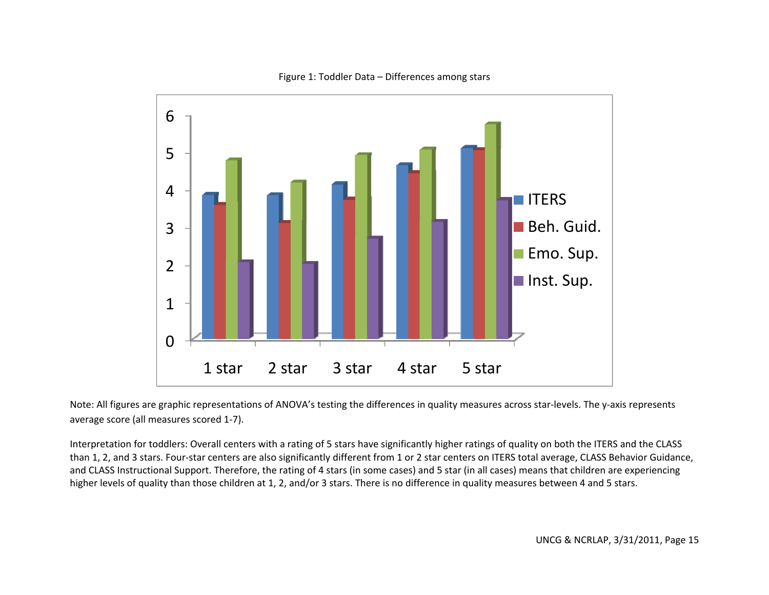Figure 1: Toddler Data – Differences among stars

Note: All figures are graphic representations of ANOVA's testing the differences in quality measures across star-levels. The y-axis represents average score (all measures scored 1-7).

Interpretation for toddlers: Overall centers with a rating of 5 stars have significantly higher ratings of quality on both the ITERS and the CLASS than 1, 2, and 3 stars. Four-star centers are also significantly different from 1 or 2 star centers on ITERS total average, CLASS Behavior Guidance, and CLASS Instructional Support. Therefore, the rating of 4 stars (in some cases) and 5 star (in all cases) means that children are experiencing higher levels of quality than those children at 1, 2, and/or 3 stars. There is no difference in quality measures between 4 and 5 stars.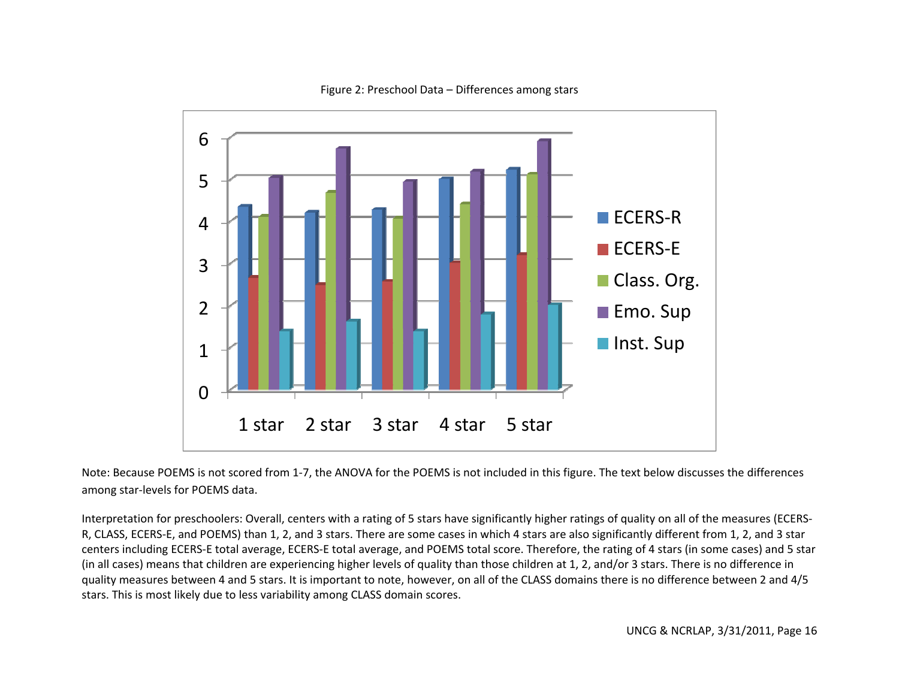Figure 2: Preschool Data – Differences among stars

Note: Because POEMS is not scored from 1-7, the ANOVA for the POEMS is not included in this figure. The text below discusses the differences among star-levels for POEMS data.

Interpretation for preschoolers: Overall, centers with a rating of 5 stars have significantly higher ratings of quality on all of the measures (ECERS-R, CLASS, ECERS-E, and POEMS) than 1, 2, and 3 stars. There are some cases in which 4 stars are also significantly different from 1, 2, and 3 star centers including ECERS-E total average, ECERS-E total average, and POEMS total score. Therefore, the rating of 4 stars (in some cases) and 5 star (in all cases) means that children are experiencing higher levels of quality than those children at 1, 2, and/or 3 stars. There is no difference in quality measures between 4 and 5 stars. It is important to note, however, on all of the CLASS domains there is no difference between 2 and 4/5 stars. This is most likely due to less variability among CLASS domain scores.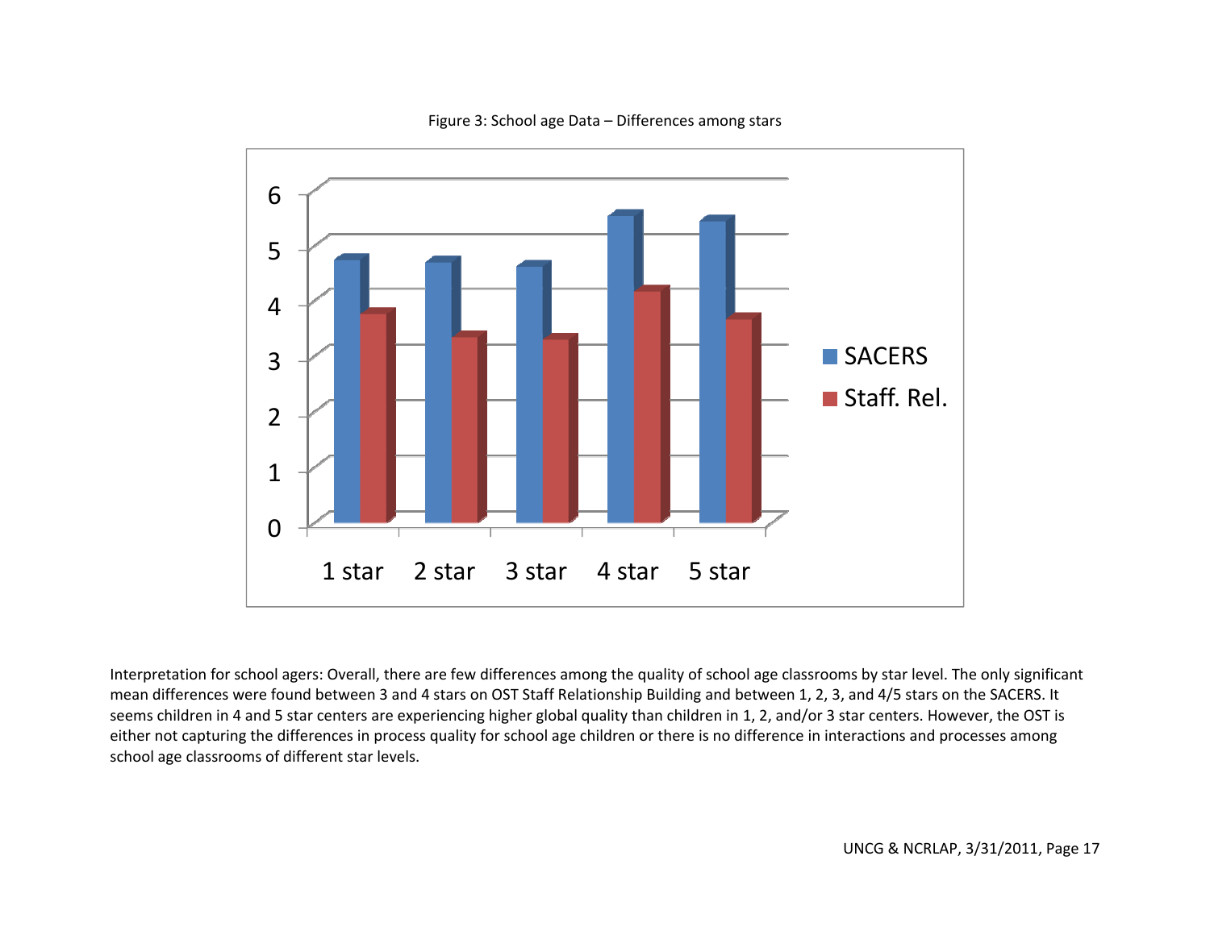Figure 3: School age Data – Differences among stars

6
5
4
3
2
1
0

1 star
2 star
3 star
4 star
5 star

SACERS
Staff. Rel.

Interpretation for school agers: Overall, there are few differences among the quality of school age classrooms by star level. The only significant mean differences were found between 3 and 4 stars on OST Staff Relationship Building and between 1, 2, 3, and 4/5 stars on the SACERS. It seems children in 4 and 5 star centers are experiencing higher global quality than children in 1, 2, and/or 3 star centers. However, the OST is either not capturing the differences in process quality for school age children or there is no difference in interactions and processes among school age classrooms of different star levels.